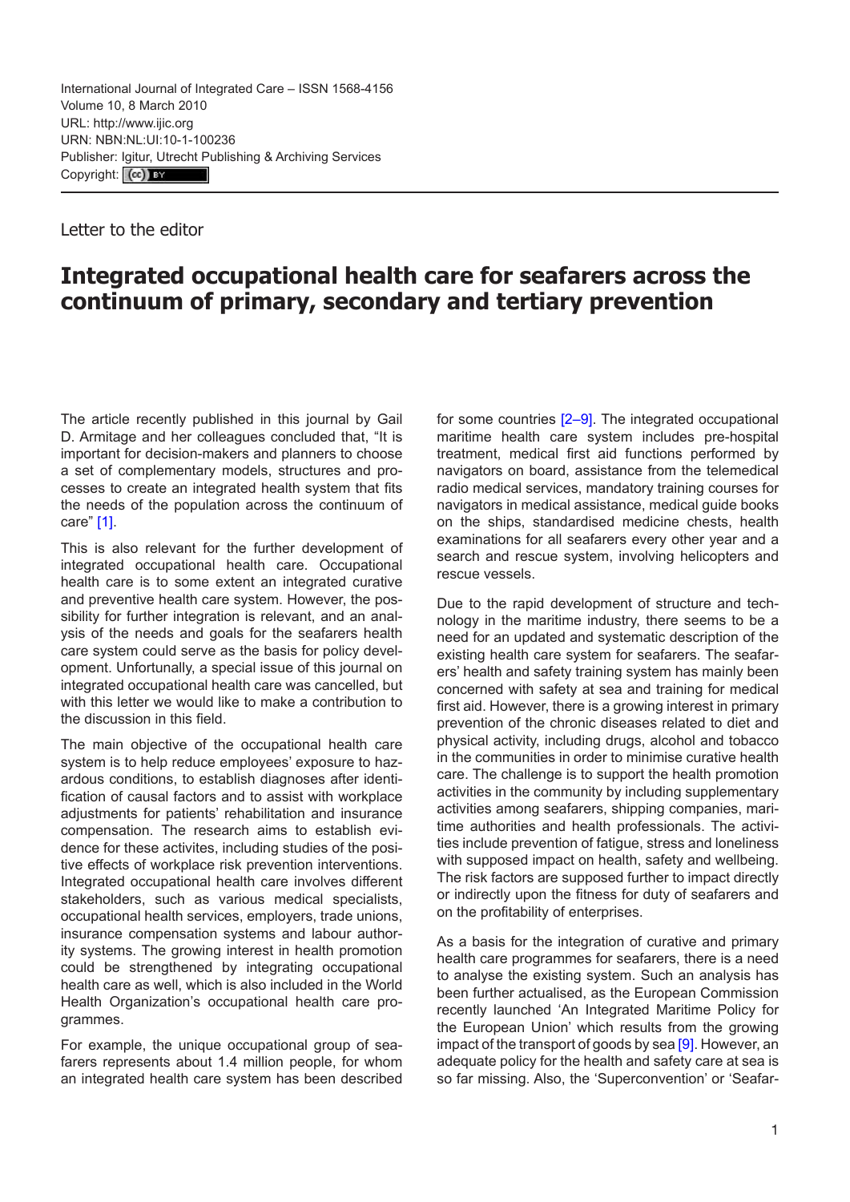International Journal of Integrated Care – ISSN 1568-4156
Volume 10, 8 March 2010
URL: http://www.ijic.org
URN: NBN:NL:UI:10-1-100236
Publisher: Igitur, Utrecht Publishing & Archiving Services
Copyright: (cc) BY

Letter to the editor

# Integrated occupational health care for seafarers across the continuum of primary, secondary and tertiary prevention

The article recently published in this journal by Gail D. Armitage and her colleagues concluded that, "It is important for decision-makers and planners to choose a set of complementary models, structures and processes to create an integrated health system that fits the needs of the population across the continuum of care" [1].

This is also relevant for the further development of integrated occupational health care. Occupational health care is to some extent an integrated curative and preventive health care system. However, the possibility for further integration is relevant, and an analysis of the needs and goals for the seafarers health care system could serve as the basis for policy development. Unfortunally, a special issue of this journal on integrated occupational health care was cancelled, but with this letter we would like to make a contribution to the discussion in this field.

The main objective of the occupational health care system is to help reduce employees' exposure to hazardous conditions, to establish diagnoses after identification of causal factors and to assist with workplace adjustments for patients' rehabilitation and insurance compensation. The research aims to establish evidence for these activites, including studies of the positive effects of workplace risk prevention interventions. Integrated occupational health care involves different stakeholders, such as various medical specialists, occupational health services, employers, trade unions, insurance compensation systems and labour authority systems. The growing interest in health promotion could be strengthened by integrating occupational health care as well, which is also included in the World Health Organization's occupational health care programmes.

For example, the unique occupational group of seafarers represents about 1.4 million people, for whom an integrated health care system has been described for some countries [2–9]. The integrated occupational maritime health care system includes pre-hospital treatment, medical first aid functions performed by navigators on board, assistance from the telemedical radio medical services, mandatory training courses for navigators in medical assistance, medical guide books on the ships, standardised medicine chests, health examinations for all seafarers every other year and a search and rescue system, involving helicopters and rescue vessels.

Due to the rapid development of structure and technology in the maritime industry, there seems to be a need for an updated and systematic description of the existing health care system for seafarers. The seafarers' health and safety training system has mainly been concerned with safety at sea and training for medical first aid. However, there is a growing interest in primary prevention of the chronic diseases related to diet and physical activity, including drugs, alcohol and tobacco in the communities in order to minimise curative health care. The challenge is to support the health promotion activities in the community by including supplementary activities among seafarers, shipping companies, maritime authorities and health professionals. The activities include prevention of fatigue, stress and loneliness with supposed impact on health, safety and wellbeing. The risk factors are supposed further to impact directly or indirectly upon the fitness for duty of seafarers and on the profitability of enterprises.

As a basis for the integration of curative and primary health care programmes for seafarers, there is a need to analyse the existing system. Such an analysis has been further actualised, as the European Commission recently launched 'An Integrated Maritime Policy for the European Union' which results from the growing impact of the transport of goods by sea [9]. However, an adequate policy for the health and safety care at sea is so far missing. Also, the 'Superconvention' or 'Seafar-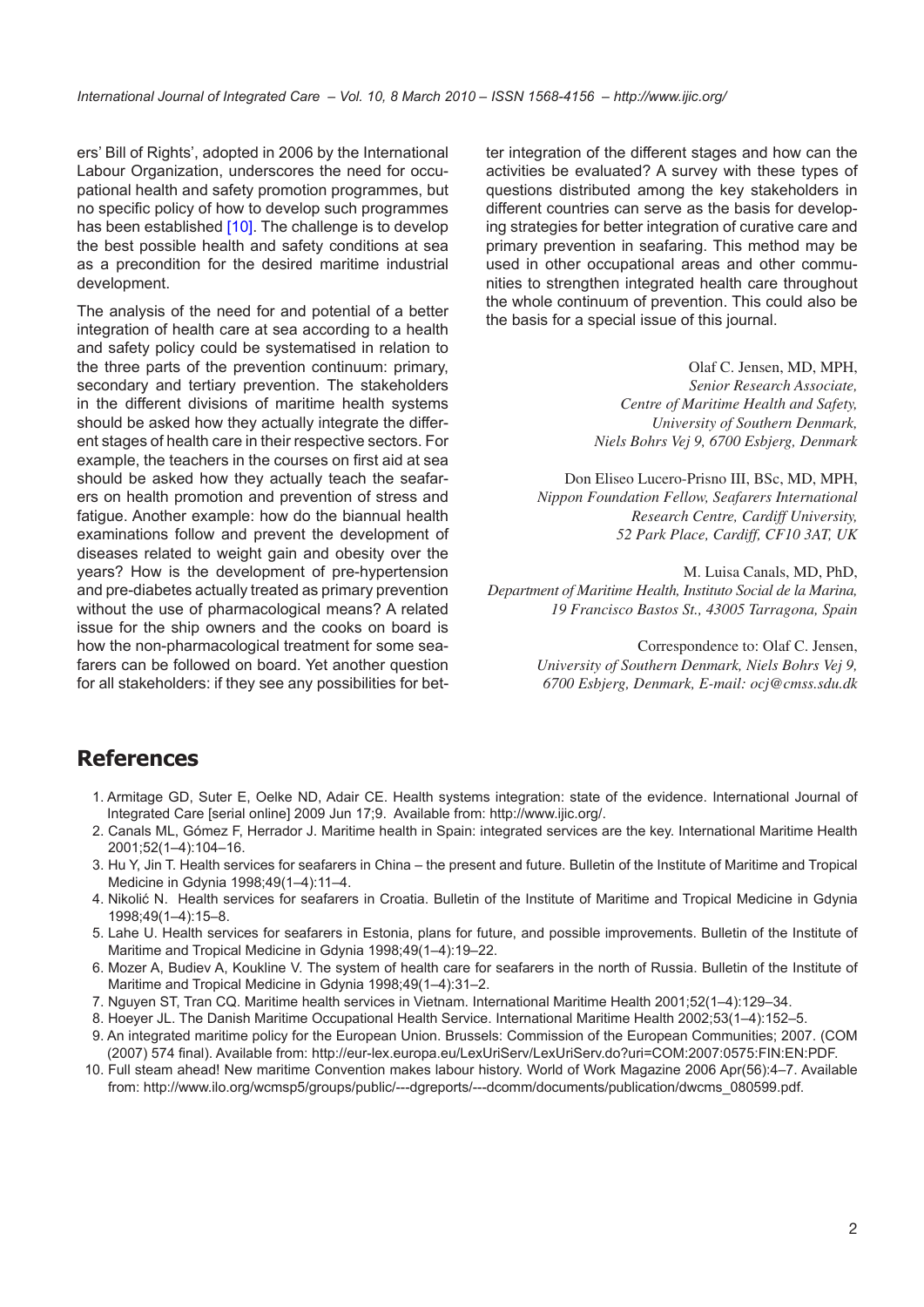ers' Bill of Rights', adopted in 2006 by the International Labour Organization, underscores the need for occupational health and safety promotion programmes, but no specific policy of how to develop such programmes has been established [10]. The challenge is to develop the best possible health and safety conditions at sea as a precondition for the desired maritime industrial development.

The analysis of the need for and potential of a better integration of health care at sea according to a health and safety policy could be systematised in relation to the three parts of the prevention continuum: primary, secondary and tertiary prevention. The stakeholders in the different divisions of maritime health systems should be asked how they actually integrate the different stages of health care in their respective sectors. For example, the teachers in the courses on first aid at sea should be asked how they actually teach the seafarers on health promotion and prevention of stress and fatigue. Another example: how do the biannual health examinations follow and prevent the development of diseases related to weight gain and obesity over the years? How is the development of pre-hypertension and pre-diabetes actually treated as primary prevention without the use of pharmacological means? A related issue for the ship owners and the cooks on board is how the non-pharmacological treatment for some seafarers can be followed on board. Yet another question for all stakeholders: if they see any possibilities for better integration of the different stages and how can the activities be evaluated? A survey with these types of questions distributed among the key stakeholders in different countries can serve as the basis for developing strategies for better integration of curative care and primary prevention in seafaring. This method may be used in other occupational areas and other communities to strengthen integrated health care throughout the whole continuum of prevention. This could also be the basis for a special issue of this journal.

Olaf C. Jensen, MD, MPH,
*Senior Research Associate,*
*Centre of Maritime Health and Safety,*
*University of Southern Denmark,*
*Niels Bohrs Vej 9, 6700 Esbjerg, Denmark*

Don Eliseo Lucero-Prisno III, BSc, MD, MPH,
*Nippon Foundation Fellow, Seafarers International*
*Research Centre, Cardiff University,*
*52 Park Place, Cardiff, CF10 3AT, UK*

M. Luisa Canals, MD, PhD,
*Department of Maritime Health, Instituto Social de la Marina,*
*19 Francisco Bastos St., 43005 Tarragona, Spain*

Correspondence to: Olaf C. Jensen,
*University of Southern Denmark, Niels Bohrs Vej 9,*
*6700 Esbjerg, Denmark, E-mail: ocj@cmss.sdu.dk*

## References

1. Armitage GD, Suter E, Oelke ND, Adair CE. Health systems integration: state of the evidence. International Journal of Integrated Care [serial online] 2009 Jun 17;9. Available from: http://www.ijic.org/.
2. Canals ML, Gómez F, Herrador J. Maritime health in Spain: integrated services are the key. International Maritime Health 2001;52(1–4):104–16.
3. Hu Y, Jin T. Health services for seafarers in China – the present and future. Bulletin of the Institute of Maritime and Tropical Medicine in Gdynia 1998;49(1–4):11–4.
4. Nikolić N. Health services for seafarers in Croatia. Bulletin of the Institute of Maritime and Tropical Medicine in Gdynia 1998;49(1–4):15–8.
5. Lahe U. Health services for seafarers in Estonia, plans for future, and possible improvements. Bulletin of the Institute of Maritime and Tropical Medicine in Gdynia 1998;49(1–4):19–22.
6. Mozer A, Budiev A, Koukline V. The system of health care for seafarers in the north of Russia. Bulletin of the Institute of Maritime and Tropical Medicine in Gdynia 1998;49(1–4):31–2.
7. Nguyen ST, Tran CQ. Maritime health services in Vietnam. International Maritime Health 2001;52(1–4):129–34.
8. Hoeyer JL. The Danish Maritime Occupational Health Service. International Maritime Health 2002;53(1–4):152–5.
9. An integrated maritime policy for the European Union. Brussels: Commission of the European Communities; 2007. (COM (2007) 574 final). Available from: http://eur-lex.europa.eu/LexUriServ/LexUriServ.do?uri=COM:2007:0575:FIN:EN:PDF.
10. Full steam ahead! New maritime Convention makes labour history. World of Work Magazine 2006 Apr(56):4–7. Available from: http://www.ilo.org/wcmsp5/groups/public/---dgreports/---dcomm/documents/publication/dwcms_080599.pdf.